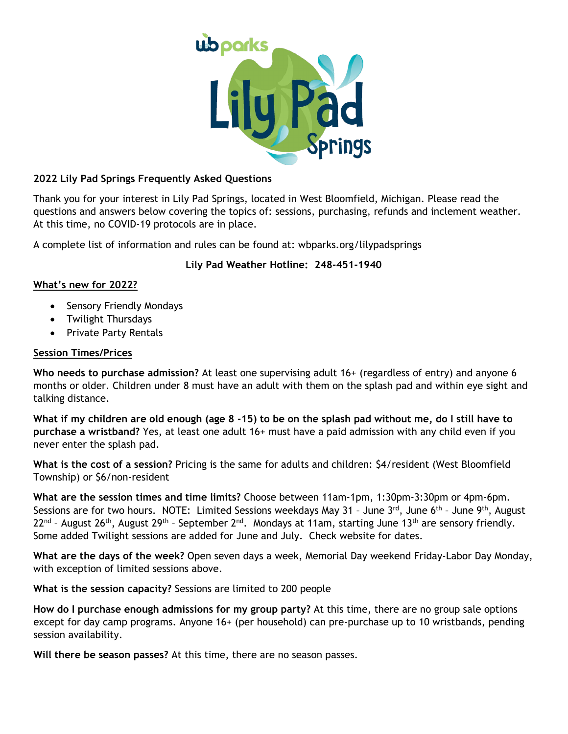# 2022 Lily Pad Springs Frequently Asked Questions

Thank you for your interest in Lily Pad Springs, located in West Bloomfield, Michigan. Please read the questions and answers below covering the topics of: sessions, purchasing, refunds and inclement weather. At this time, no COVID-19 protocols are in place.

A complete list of information and rules can be found at: wbparks.org/lilypadsprings

**Lily Pad Weather Hotline: 248-451-1940**

## What's new for 2022?

- Sensory Friendly Mondays
- Twilight Thursdays
- Private Party Rentals

## Session Times/Prices

**Who needs to purchase admission?** At least one supervising adult 16+ (regardless of entry) and anyone 6 months or older. Children under 8 must have an adult with them on the splash pad and within eye sight and talking distance.

**What if my children are old enough (age 8 -15) to be on the splash pad without me, do I still have to purchase a wristband?** Yes, at least one adult 16+ must have a paid admission with any child even if you never enter the splash pad.

**What is the cost of a session?** Pricing is the same for adults and children: $4/resident (West Bloomfield Township) or $6/non-resident

**What are the session times and time limits?** Choose between 11am-1pm, 1:30pm-3:30pm or 4pm-6pm. Sessions are for two hours. NOTE: Limited Sessions weekdays May 31 – June 3rd, June 6th – June 9th, August 22nd – August 26th, August 29th – September 2nd. Mondays at 11am, starting June 13th are sensory friendly. Some added Twilight sessions are added for June and July. Check website for dates.

**What are the days of the week?** Open seven days a week, Memorial Day weekend Friday-Labor Day Monday, with exception of limited sessions above.

**What is the session capacity?** Sessions are limited to 200 people

**How do I purchase enough admissions for my group party?** At this time, there are no group sale options except for day camp programs. Anyone 16+ (per household) can pre-purchase up to 10 wristbands, pending session availability.

**Will there be season passes?** At this time, there are no season passes.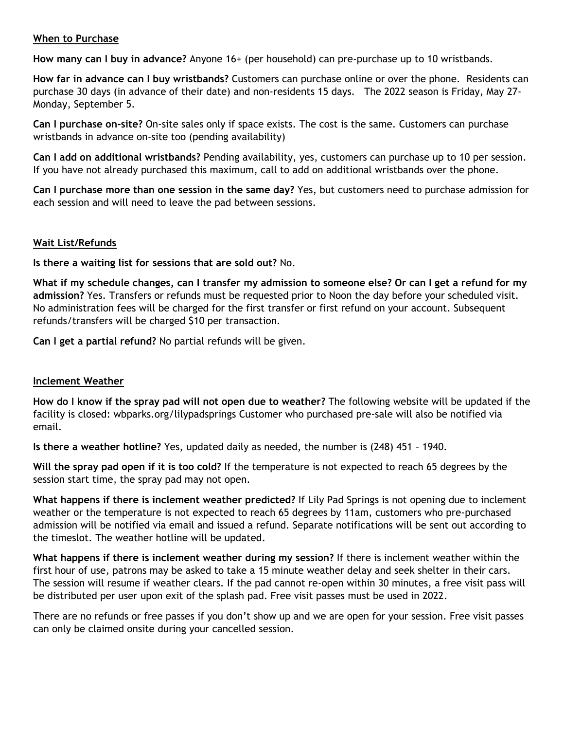## When to Purchase

**How many can I buy in advance?** Anyone 16+ (per household) can pre-purchase up to 10 wristbands.

**How far in advance can I buy wristbands?** Customers can purchase online or over the phone. Residents can purchase 30 days (in advance of their date) and non-residents 15 days. The 2022 season is Friday, May 27-Monday, September 5.

**Can I purchase on-site?** On-site sales only if space exists. The cost is the same. Customers can purchase wristbands in advance on-site too (pending availability)

**Can I add on additional wristbands?** Pending availability, yes, customers can purchase up to 10 per session. If you have not already purchased this maximum, call to add on additional wristbands over the phone.

**Can I purchase more than one session in the same day?** Yes, but customers need to purchase admission for each session and will need to leave the pad between sessions.

## Wait List/Refunds

**Is there a waiting list for sessions that are sold out?** No.

**What if my schedule changes, can I transfer my admission to someone else? Or can I get a refund for my admission?** Yes. Transfers or refunds must be requested prior to Noon the day before your scheduled visit. No administration fees will be charged for the first transfer or first refund on your account. Subsequent refunds/transfers will be charged $10 per transaction.

**Can I get a partial refund?** No partial refunds will be given.

## Inclement Weather

**How do I know if the spray pad will not open due to weather?** The following website will be updated if the facility is closed: wbparks.org/lilypadsprings Customer who purchased pre-sale will also be notified via email.

**Is there a weather hotline?** Yes, updated daily as needed, the number is (248) 451 – 1940.

**Will the spray pad open if it is too cold?** If the temperature is not expected to reach 65 degrees by the session start time, the spray pad may not open.

**What happens if there is inclement weather predicted?** If Lily Pad Springs is not opening due to inclement weather or the temperature is not expected to reach 65 degrees by 11am, customers who pre-purchased admission will be notified via email and issued a refund. Separate notifications will be sent out according to the timeslot. The weather hotline will be updated.

**What happens if there is inclement weather during my session?** If there is inclement weather within the first hour of use, patrons may be asked to take a 15 minute weather delay and seek shelter in their cars. The session will resume if weather clears. If the pad cannot re-open within 30 minutes, a free visit pass will be distributed per user upon exit of the splash pad. Free visit passes must be used in 2022.

There are no refunds or free passes if you don't show up and we are open for your session. Free visit passes can only be claimed onsite during your cancelled session.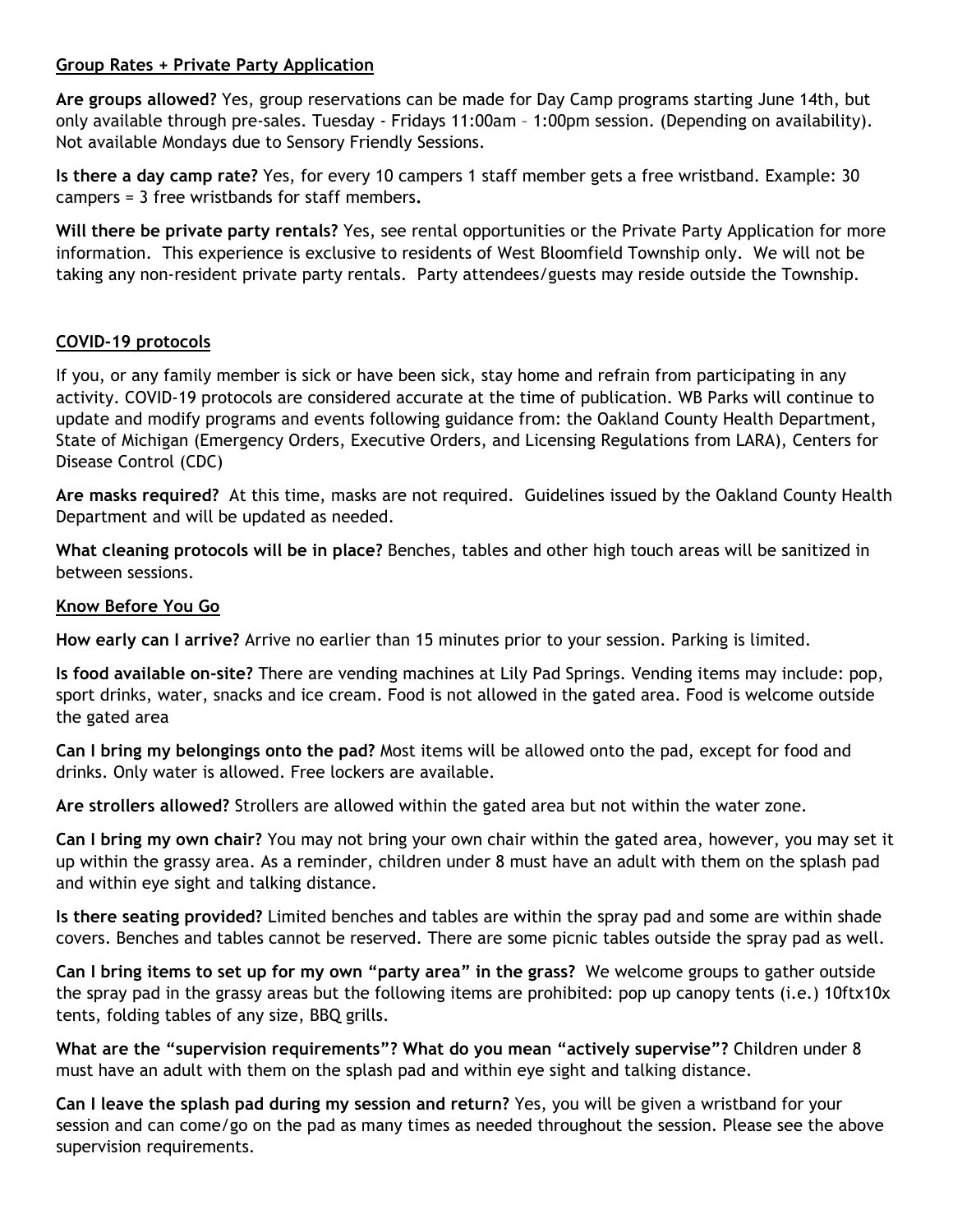## Group Rates + Private Party Application

**Are groups allowed?** Yes, group reservations can be made for Day Camp programs starting June 14th, but only available through pre-sales. Tuesday - Fridays 11:00am – 1:00pm session. (Depending on availability). Not available Mondays due to Sensory Friendly Sessions.

**Is there a day camp rate?** Yes, for every 10 campers 1 staff member gets a free wristband. Example: 30 campers = 3 free wristbands for staff members**.**

**Will there be private party rentals?** Yes, see rental opportunities or the Private Party Application for more information. This experience is exclusive to residents of West Bloomfield Township only. We will not be taking any non-resident private party rentals. Party attendees/guests may reside outside the Township.

## COVID-19 protocols

If you, or any family member is sick or have been sick, stay home and refrain from participating in any activity. COVID-19 protocols are considered accurate at the time of publication. WB Parks will continue to update and modify programs and events following guidance from: the Oakland County Health Department, State of Michigan (Emergency Orders, Executive Orders, and Licensing Regulations from LARA), Centers for Disease Control (CDC)

**Are masks required?** At this time, masks are not required. Guidelines issued by the Oakland County Health Department and will be updated as needed.

**What cleaning protocols will be in place?** Benches, tables and other high touch areas will be sanitized in between sessions.

## Know Before You Go

**How early can I arrive?** Arrive no earlier than 15 minutes prior to your session. Parking is limited.

**Is food available on-site?** There are vending machines at Lily Pad Springs. Vending items may include: pop, sport drinks, water, snacks and ice cream. Food is not allowed in the gated area. Food is welcome outside the gated area

**Can I bring my belongings onto the pad?** Most items will be allowed onto the pad, except for food and drinks. Only water is allowed. Free lockers are available.

**Are strollers allowed?** Strollers are allowed within the gated area but not within the water zone.

**Can I bring my own chair?** You may not bring your own chair within the gated area, however, you may set it up within the grassy area. As a reminder, children under 8 must have an adult with them on the splash pad and within eye sight and talking distance.

**Is there seating provided?** Limited benches and tables are within the spray pad and some are within shade covers. Benches and tables cannot be reserved. There are some picnic tables outside the spray pad as well.

**Can I bring items to set up for my own "party area" in the grass?** We welcome groups to gather outside the spray pad in the grassy areas but the following items are prohibited: pop up canopy tents (i.e.) 10ftx10x tents, folding tables of any size, BBQ grills.

**What are the "supervision requirements"? What do you mean "actively supervise"?** Children under 8 must have an adult with them on the splash pad and within eye sight and talking distance.

**Can I leave the splash pad during my session and return?** Yes, you will be given a wristband for your session and can come/go on the pad as many times as needed throughout the session. Please see the above supervision requirements.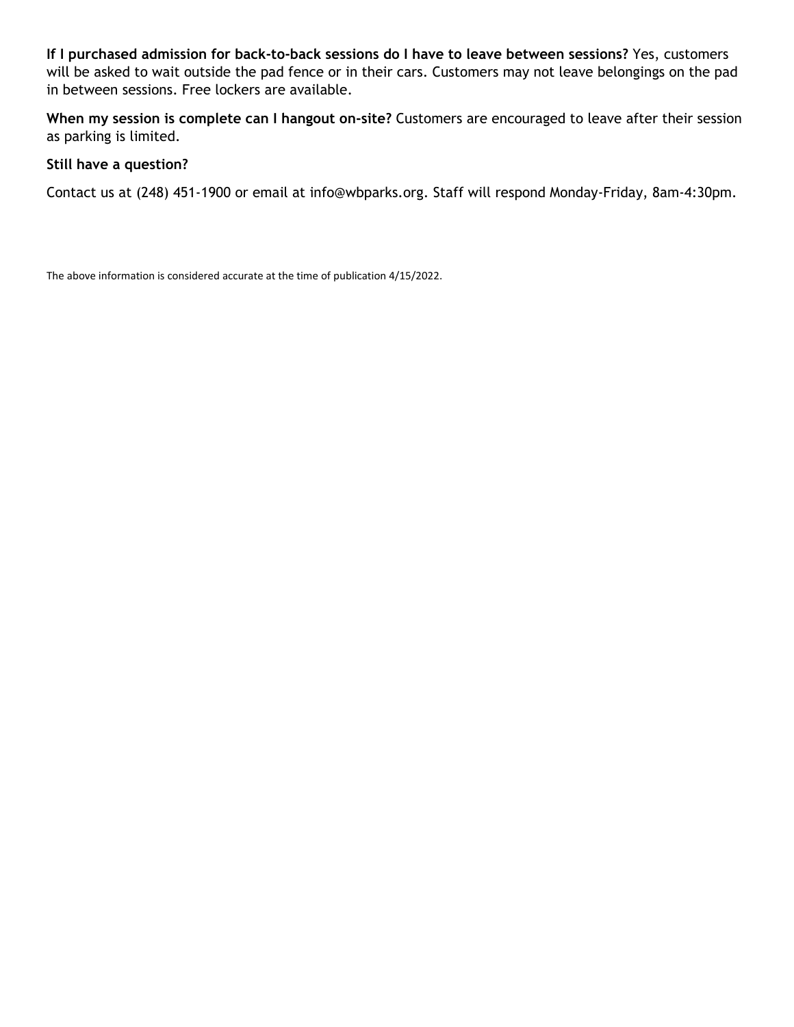**If I purchased admission for back-to-back sessions do I have to leave between sessions?** Yes, customers will be asked to wait outside the pad fence or in their cars. Customers may not leave belongings on the pad in between sessions. Free lockers are available.

**When my session is complete can I hangout on-site?** Customers are encouraged to leave after their session as parking is limited.

**Still have a question?**

Contact us at (248) 451-1900 or email at info@wbparks.org. Staff will respond Monday-Friday, 8am-4:30pm.

The above information is considered accurate at the time of publication 4/15/2022.